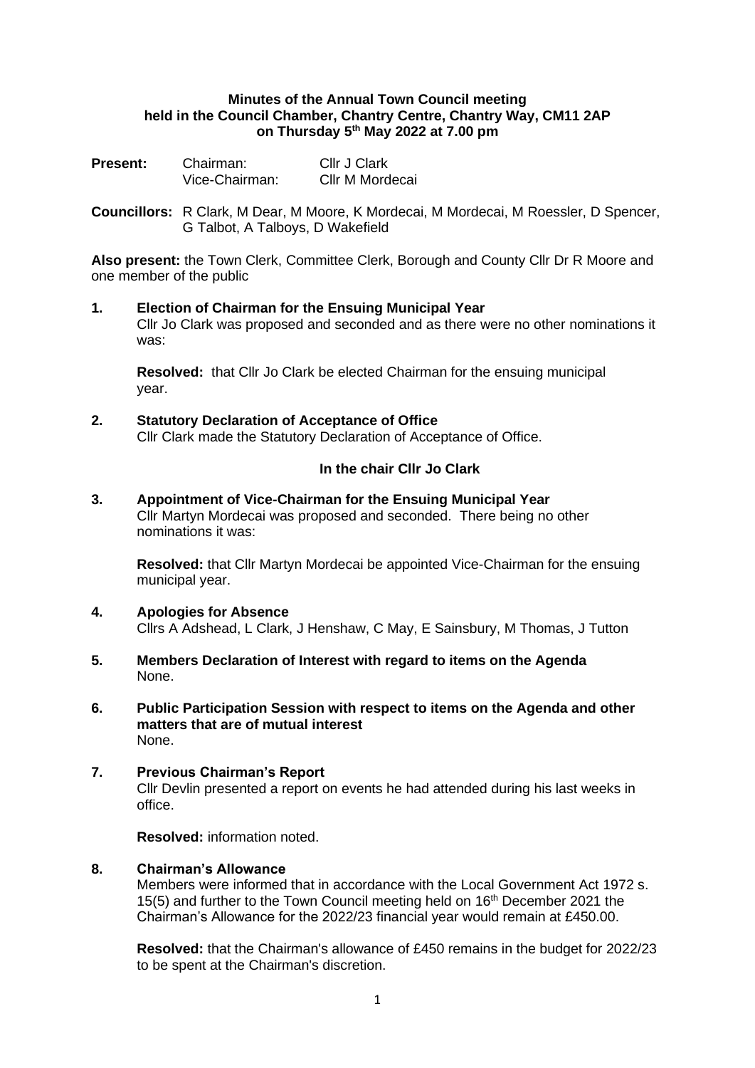**Minutes of the Annual Town Council meeting held in the Council Chamber, Chantry Centre, Chantry Way, CM11 2AP on Thursday 5th May 2022 at 7.00 pm**

| **Present:** | Chairman: | Cllr J Clark |
| --- | --- | --- |
| | Vice-Chairman: | Cllr M Mordecai |

**Councillors:** R Clark, M Dear, M Moore, K Mordecai, M Mordecai, M Roessler, D Spencer, G Talbot, A Talboys, D Wakefield

**Also present:** the Town Clerk, Committee Clerk, Borough and County Cllr Dr R Moore and one member of the public

**1. Election of Chairman for the Ensuing Municipal Year**

Cllr Jo Clark was proposed and seconded and as there were no other nominations it was:

**Resolved:** that Cllr Jo Clark be elected Chairman for the ensuing municipal year.

**2. Statutory Declaration of Acceptance of Office**

Cllr Clark made the Statutory Declaration of Acceptance of Office.

**In the chair Cllr Jo Clark**

**3. Appointment of Vice-Chairman for the Ensuing Municipal Year**

Cllr Martyn Mordecai was proposed and seconded. There being no other nominations it was:

**Resolved:** that Cllr Martyn Mordecai be appointed Vice-Chairman for the ensuing municipal year.

**4. Apologies for Absence**

Cllrs A Adshead, L Clark, J Henshaw, C May, E Sainsbury, M Thomas, J Tutton

**5. Members Declaration of Interest with regard to items on the Agenda**

None.

**6. Public Participation Session with respect to items on the Agenda and other matters that are of mutual interest**

None.

**7. Previous Chairman's Report**

Cllr Devlin presented a report on events he had attended during his last weeks in office.

**Resolved:** information noted.

**8. Chairman's Allowance**

Members were informed that in accordance with the Local Government Act 1972 s. 15(5) and further to the Town Council meeting held on 16th December 2021 the Chairman's Allowance for the 2022/23 financial year would remain at £450.00.

**Resolved:** that the Chairman's allowance of £450 remains in the budget for 2022/23 to be spent at the Chairman's discretion.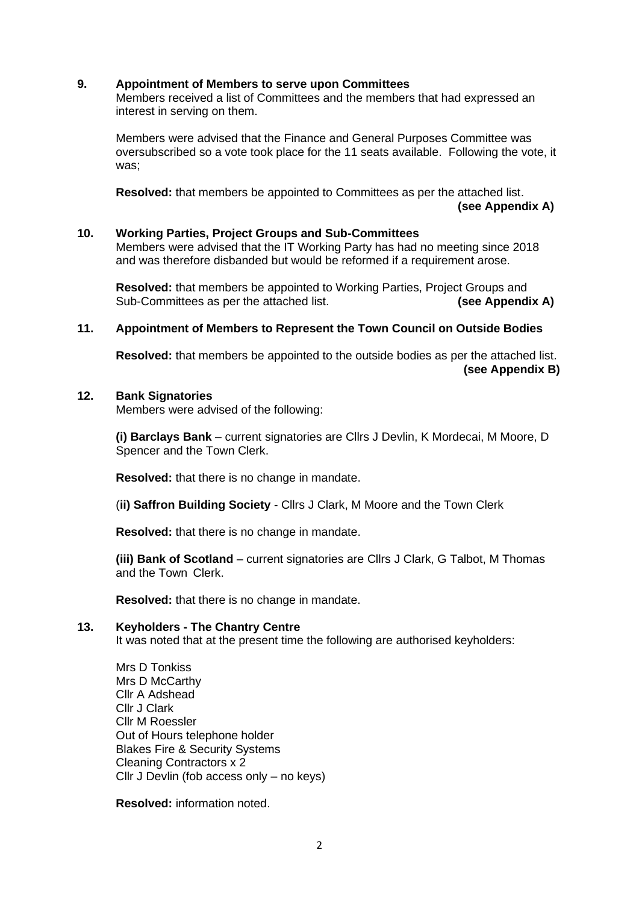**9. Appointment of Members to serve upon Committees**

Members received a list of Committees and the members that had expressed an interest in serving on them.

Members were advised that the Finance and General Purposes Committee was oversubscribed so a vote took place for the 11 seats available. Following the vote, it was;

**Resolved:** that members be appointed to Committees as per the attached list. **(see Appendix A)**

**10. Working Parties, Project Groups and Sub-Committees**

Members were advised that the IT Working Party has had no meeting since 2018 and was therefore disbanded but would be reformed if a requirement arose.

**Resolved:** that members be appointed to Working Parties, Project Groups and Sub-Committees as per the attached list. **(see Appendix A)**

**11. Appointment of Members to Represent the Town Council on Outside Bodies**

**Resolved:** that members be appointed to the outside bodies as per the attached list. **(see Appendix B)**

**12. Bank Signatories**

Members were advised of the following:

**(i) Barclays Bank** – current signatories are Cllrs J Devlin, K Mordecai, M Moore, D Spencer and the Town Clerk.

**Resolved:** that there is no change in mandate.

(**ii) Saffron Building Society** - Cllrs J Clark, M Moore and the Town Clerk

**Resolved:** that there is no change in mandate.

**(iii) Bank of Scotland** – current signatories are Cllrs J Clark, G Talbot, M Thomas and the Town Clerk.

**Resolved:** that there is no change in mandate.

**13. Keyholders - The Chantry Centre**

It was noted that at the present time the following are authorised keyholders:

Mrs D Tonkiss
Mrs D McCarthy
Cllr A Adshead
Cllr J Clark
Cllr M Roessler
Out of Hours telephone holder
Blakes Fire & Security Systems
Cleaning Contractors x 2
Cllr J Devlin (fob access only – no keys)

**Resolved:** information noted.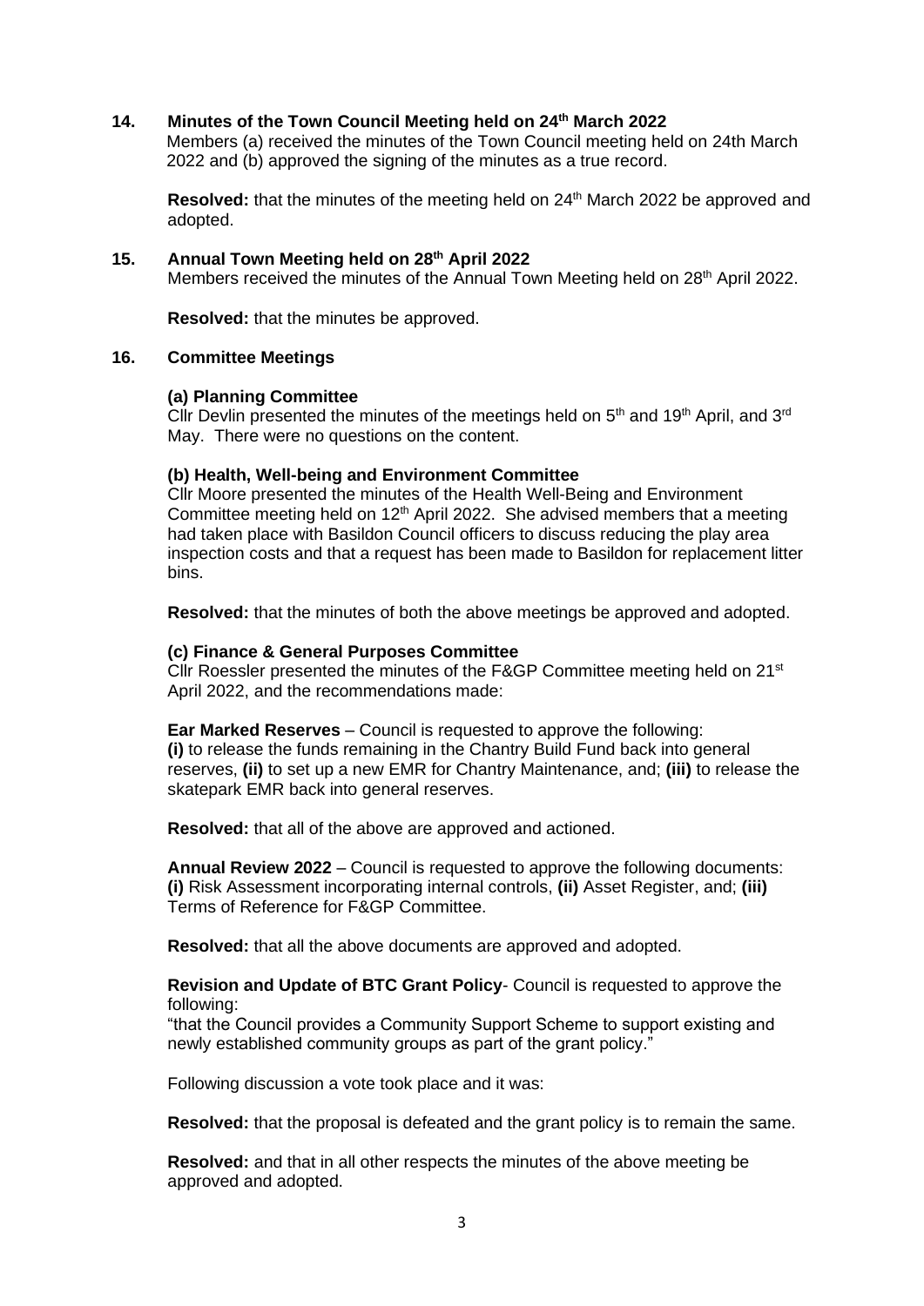**14. Minutes of the Town Council Meeting held on 24th March 2022**

Members (a) received the minutes of the Town Council meeting held on 24th March 2022 and (b) approved the signing of the minutes as a true record.

**Resolved:** that the minutes of the meeting held on 24th March 2022 be approved and adopted.

**15. Annual Town Meeting held on 28th April 2022**

Members received the minutes of the Annual Town Meeting held on 28th April 2022.

**Resolved:** that the minutes be approved.

**16. Committee Meetings**

**(a) Planning Committee**

Cllr Devlin presented the minutes of the meetings held on 5th and 19th April, and 3rd May. There were no questions on the content.

**(b) Health, Well-being and Environment Committee**

Cllr Moore presented the minutes of the Health Well-Being and Environment Committee meeting held on 12th April 2022. She advised members that a meeting had taken place with Basildon Council officers to discuss reducing the play area inspection costs and that a request has been made to Basildon for replacement litter bins.

**Resolved:** that the minutes of both the above meetings be approved and adopted.

**(c) Finance & General Purposes Committee**

Cllr Roessler presented the minutes of the F&GP Committee meeting held on 21st April 2022, and the recommendations made:

**Ear Marked Reserves** – Council is requested to approve the following: **(i)** to release the funds remaining in the Chantry Build Fund back into general reserves, **(ii)** to set up a new EMR for Chantry Maintenance, and; **(iii)** to release the skatepark EMR back into general reserves.

**Resolved:** that all of the above are approved and actioned.

**Annual Review 2022** – Council is requested to approve the following documents: **(i)** Risk Assessment incorporating internal controls, **(ii)** Asset Register, and; **(iii)** Terms of Reference for F&GP Committee.

**Resolved:** that all the above documents are approved and adopted.

**Revision and Update of BTC Grant Policy**- Council is requested to approve the following:

"that the Council provides a Community Support Scheme to support existing and newly established community groups as part of the grant policy."

Following discussion a vote took place and it was:

**Resolved:** that the proposal is defeated and the grant policy is to remain the same.

**Resolved:** and that in all other respects the minutes of the above meeting be approved and adopted.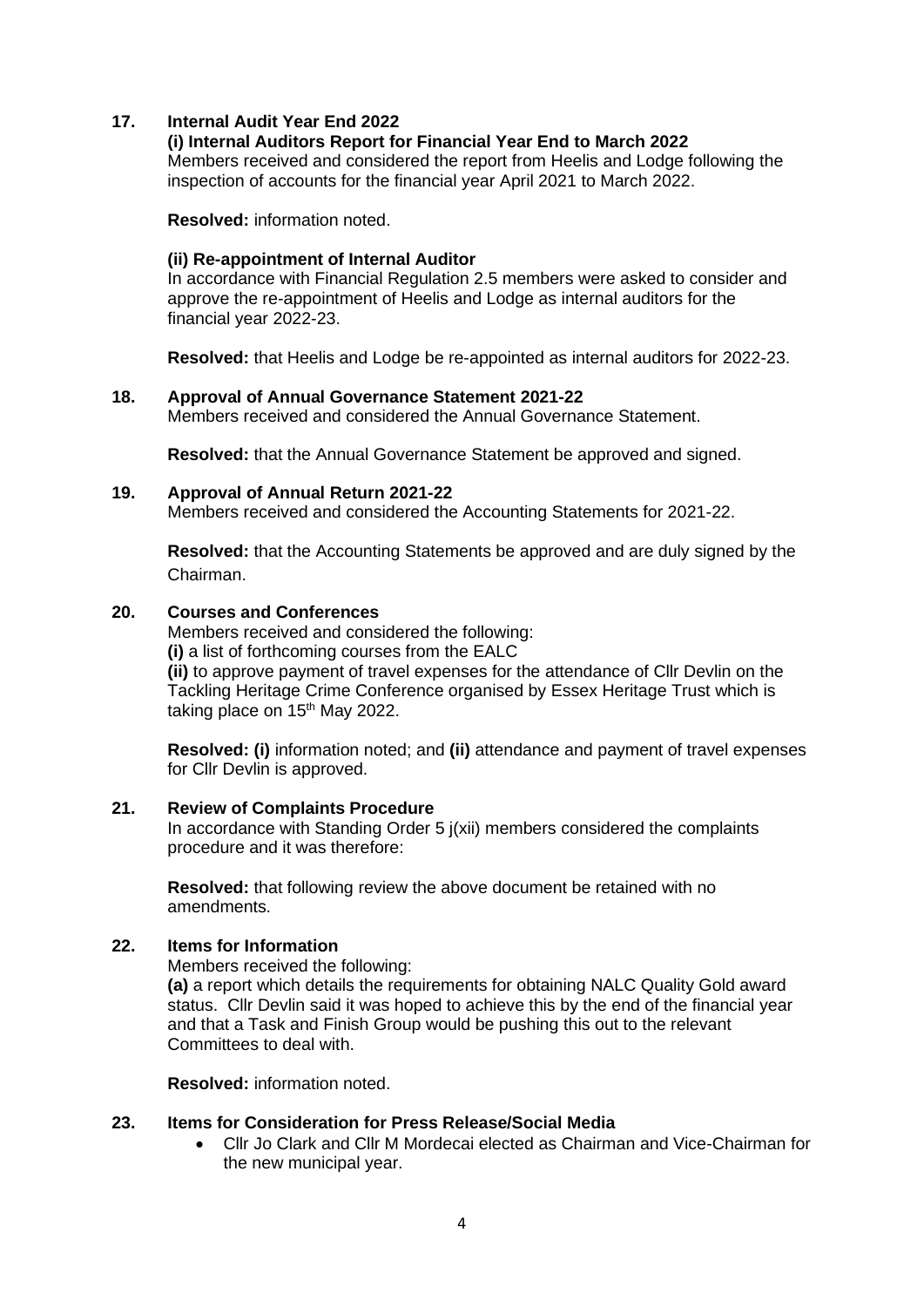## 17. Internal Audit Year End 2022

**(i) Internal Auditors Report for Financial Year End to March 2022**

Members received and considered the report from Heelis and Lodge following the inspection of accounts for the financial year April 2021 to March 2022.

**Resolved:** information noted.

**(ii) Re-appointment of Internal Auditor**

In accordance with Financial Regulation 2.5 members were asked to consider and approve the re-appointment of Heelis and Lodge as internal auditors for the financial year 2022-23.

**Resolved:** that Heelis and Lodge be re-appointed as internal auditors for 2022-23.

## 18. Approval of Annual Governance Statement 2021-22

Members received and considered the Annual Governance Statement.

**Resolved:** that the Annual Governance Statement be approved and signed.

## 19. Approval of Annual Return 2021-22

Members received and considered the Accounting Statements for 2021-22.

**Resolved:** that the Accounting Statements be approved and are duly signed by the Chairman.

## 20. Courses and Conferences

Members received and considered the following:

**(i)** a list of forthcoming courses from the EALC

**(ii)** to approve payment of travel expenses for the attendance of Cllr Devlin on the Tackling Heritage Crime Conference organised by Essex Heritage Trust which is taking place on 15th May 2022.

**Resolved: (i)** information noted; and **(ii)** attendance and payment of travel expenses for Cllr Devlin is approved.

## 21. Review of Complaints Procedure

In accordance with Standing Order 5 j(xii) members considered the complaints procedure and it was therefore:

**Resolved:** that following review the above document be retained with no amendments.

## 22. Items for Information

Members received the following:

**(a)** a report which details the requirements for obtaining NALC Quality Gold award status. Cllr Devlin said it was hoped to achieve this by the end of the financial year and that a Task and Finish Group would be pushing this out to the relevant Committees to deal with.

**Resolved:** information noted.

## 23. Items for Consideration for Press Release/Social Media

- Cllr Jo Clark and Cllr M Mordecai elected as Chairman and Vice-Chairman for the new municipal year.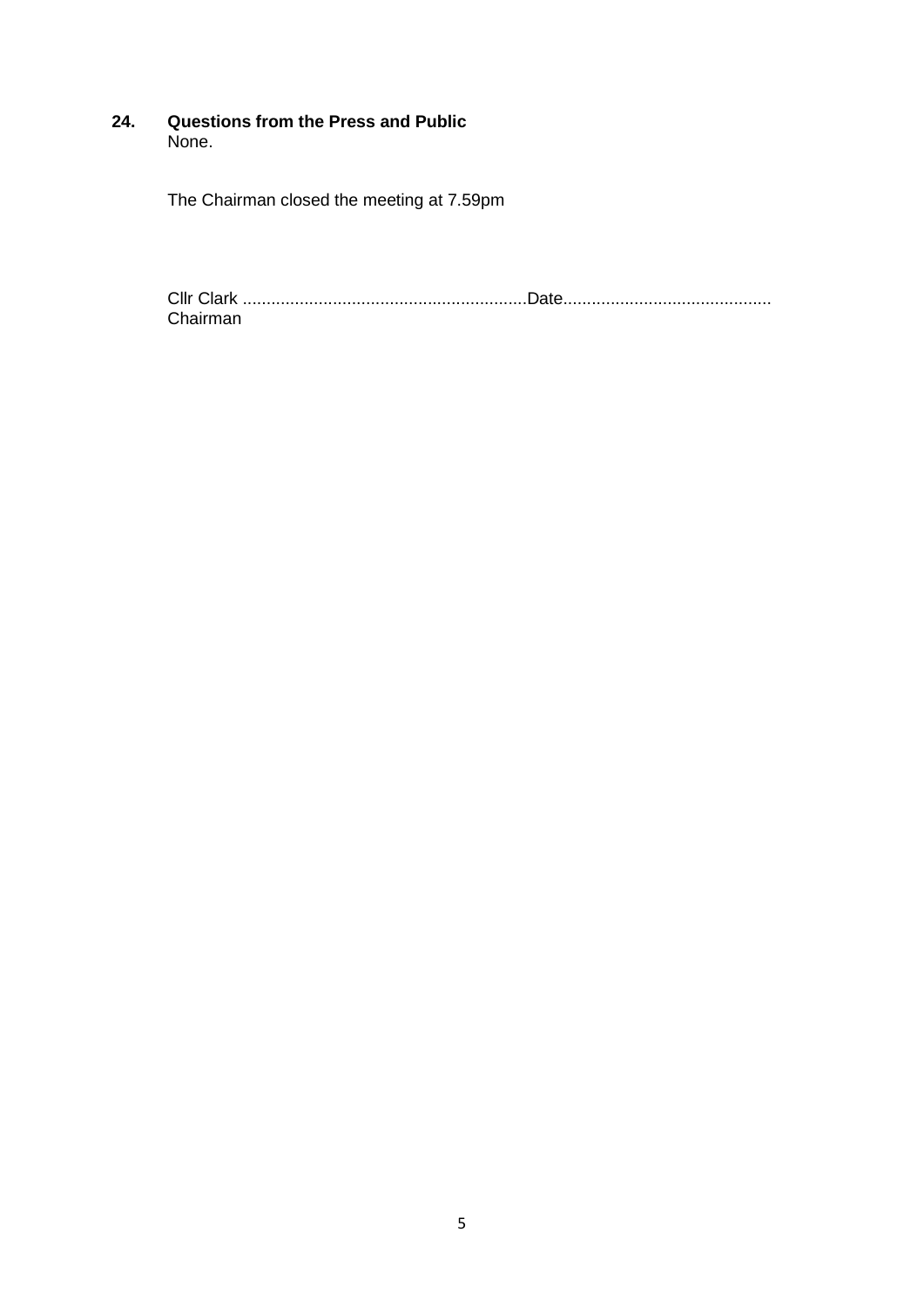**24. Questions from the Press and Public**

None.

The Chairman closed the meeting at 7.59pm

Cllr Clark ............................................................Date...........................................

Chairman